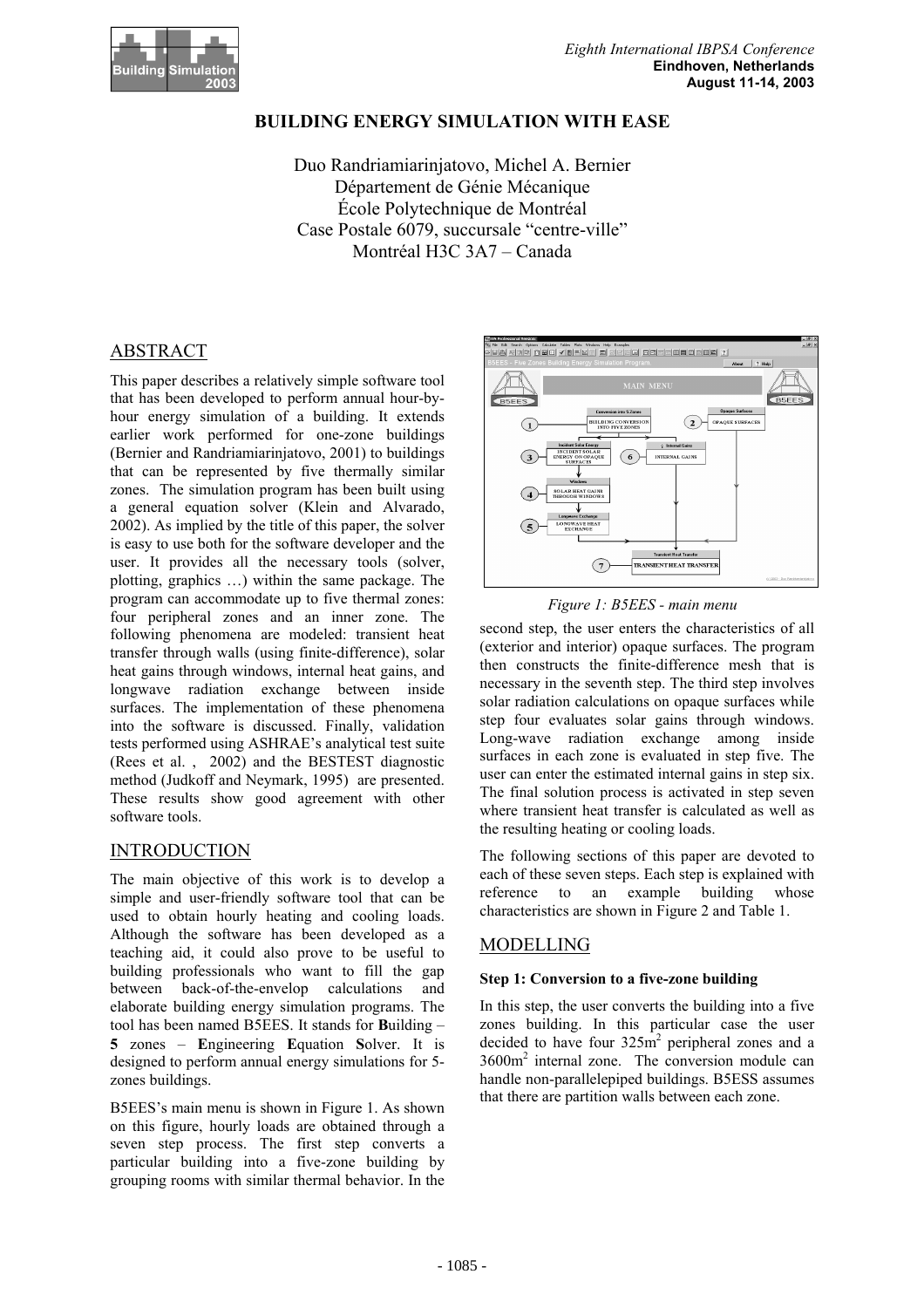# BUILDING ENERGY SIMULATION WITH EASE

Duo Randriamiarinjatovo, Michel A. Bernier
Département de Génie Mécanique
École Polytechnique de Montréal
Case Postale 6079, succursale "centre-ville"
Montréal H3C 3A7 – Canada

## ABSTRACT

This paper describes a relatively simple software tool that has been developed to perform annual hour-by-hour energy simulation of a building. It extends earlier work performed for one-zone buildings (Bernier and Randriamiarinjatovo, 2001) to buildings that can be represented by five thermally similar zones. The simulation program has been built using a general equation solver (Klein and Alvarado, 2002). As implied by the title of this paper, the solver is easy to use both for the software developer and the user. It provides all the necessary tools (solver, plotting, graphics …) within the same package. The program can accommodate up to five thermal zones: four peripheral zones and an inner zone. The following phenomena are modeled: transient heat transfer through walls (using finite-difference), solar heat gains through windows, internal heat gains, and longwave radiation exchange between inside surfaces. The implementation of these phenomena into the software is discussed. Finally, validation tests performed using ASHRAE's analytical test suite (Rees et al. , 2002) and the BESTEST diagnostic method (Judkoff and Neymark, 1995) are presented. These results show good agreement with other software tools.

## INTRODUCTION

The main objective of this work is to develop a simple and user-friendly software tool that can be used to obtain hourly heating and cooling loads. Although the software has been developed as a teaching aid, it could also prove to be useful to building professionals who want to fill the gap between back-of-the-envelop calculations and elaborate building energy simulation programs. The tool has been named B5EES. It stands for **B**uilding – **5** zones – **E**ngineering **E**quation **S**olver. It is designed to perform annual energy simulations for 5-zones buildings.

B5EES's main menu is shown in Figure 1. As shown on this figure, hourly loads are obtained through a seven step process. The first step converts a particular building into a five-zone building by grouping rooms with similar thermal behavior. In the second step, the user enters the characteristics of all (exterior and interior) opaque surfaces. The program then constructs the finite-difference mesh that is necessary in the seventh step. The third step involves solar radiation calculations on opaque surfaces while step four evaluates solar gains through windows. Long-wave radiation exchange among inside surfaces in each zone is evaluated in step five. The user can enter the estimated internal gains in step six. The final solution process is activated in step seven where transient heat transfer is calculated as well as the resulting heating or cooling loads.

*Figure 1: B5EES - main menu*

The following sections of this paper are devoted to each of these seven steps. Each step is explained with reference to an example building whose characteristics are shown in Figure 2 and Table 1.

## MODELLING

### Step 1: Conversion to a five-zone building

In this step, the user converts the building into a five zones building. In this particular case the user decided to have four 325m$^2$ peripheral zones and a 3600m$^2$ internal zone. The conversion module can handle non-parallelepiped buildings. B5ESS assumes that there are partition walls between each zone.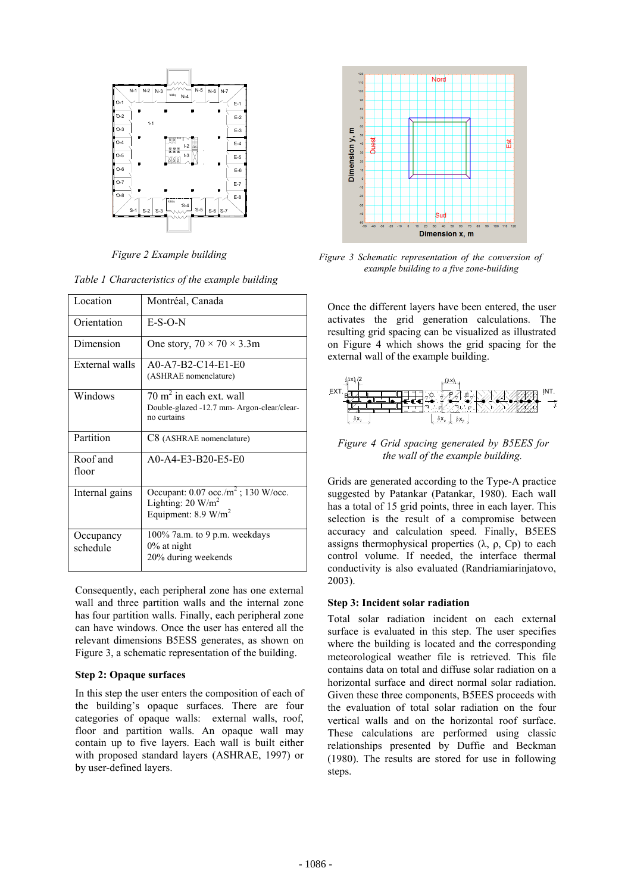*Figure 2 Example building*

*Figure 3 Schematic representation of the conversion of example building to a five zone-building*

*Table 1 Characteristics of the example building*

| | |
|---|---|
| Location | Montréal, Canada |
| Orientation | E-S-O-N |
| Dimension | One story, 70 × 70 × 3.3m |
| External walls | A0-A7-B2-C14-E1-E0 (ASHRAE nomenclature) |
| Windows | 70 m$^2$ in each ext. wall<br>Double-glazed -12.7 mm- Argon-clear/clear-no curtains |
| Partition | C8 (ASHRAE nomenclature) |
| Roof and floor | A0-A4-E3-B20-E5-E0 |
| Internal gains | Occupant: 0.07 occ./m$^2$ ; 130 W/occ.<br>Lighting: 20 W/m$^2$<br>Equipment: 8.9 W/m$^2$ |
| Occupancy schedule | 100% 7a.m. to 9 p.m. weekdays<br>0% at night<br>20% during weekends |

Consequently, each peripheral zone has one external wall and three partition walls and the internal zone has four partition walls. Finally, each peripheral zone can have windows. Once the user has entered all the relevant dimensions B5ESS generates, as shown on Figure 3, a schematic representation of the building.

### Step 2: Opaque surfaces

In this step the user enters the composition of each of the building's opaque surfaces. There are four categories of opaque walls: external walls, roof, floor and partition walls. An opaque wall may contain up to five layers. Each wall is built either with proposed standard layers (ASHRAE, 1997) or by user-defined layers.

Once the different layers have been entered, the user activates the grid generation calculations. The resulting grid spacing can be visualized as illustrated on Figure 4 which shows the grid spacing for the external wall of the example building.

*Figure 4 Grid spacing generated by B5EES for the wall of the example building.*

Grids are generated according to the Type-A practice suggested by Patankar (Patankar, 1980). Each wall has a total of 15 grid points, three in each layer. This selection is the result of a compromise between accuracy and calculation speed. Finally, B5EES assigns thermophysical properties ($\lambda$, $\rho$, Cp) to each control volume. If needed, the interface thermal conductivity is also evaluated (Randriamiarinjatovo, 2003).

### Step 3: Incident solar radiation

Total solar radiation incident on each external surface is evaluated in this step. The user specifies where the building is located and the corresponding meteorological weather file is retrieved. This file contains data on total and diffuse solar radiation on a horizontal surface and direct normal solar radiation. Given these three components, B5EES proceeds with the evaluation of total solar radiation on the four vertical walls and on the horizontal roof surface. These calculations are performed using classic relationships presented by Duffie and Beckman (1980). The results are stored for use in following steps.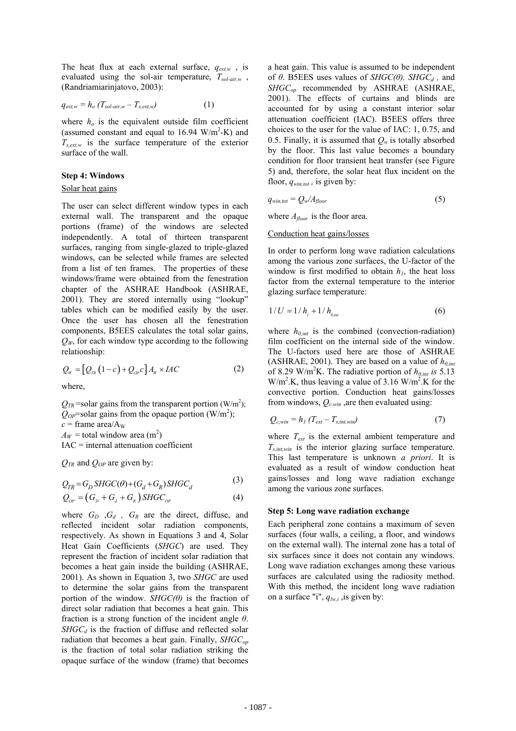The heat flux at each external surface, $q_{ext,w}$ , is evaluated using the sol-air temperature, $T_{sol\text{-}air,w}$ , (Randriamiarinjatovo, 2003):

$$q_{ext,w} = h_o \,(T_{sol\text{-}air,w} - T_{s,ext,w}) \tag{1}$$

where $h_o$ is the equivalent outside film coefficient (assumed constant and equal to 16.94 W/m$^2$-K) and $T_{s,ext,w}$ is the surface temperature of the exterior surface of the wall.

**Step 4: Windows**

Solar heat gains

The user can select different window types in each external wall. The transparent and the opaque portions (frame) of the windows are selected independently. A total of thirteen transparent surfaces, ranging from single-glazed to triple-glazed windows, can be selected while frames are selected from a list of ten frames. The properties of these windows/frame were obtained from the fenestration chapter of the ASHRAE Handbook (ASHRAE, 2001). They are stored internally using "lookup" tables which can be modified easily by the user. Once the user has chosen all the fenestration components, B5EES calculates the total solar gains, $Q_W$, for each window type according to the following relationship:

$$Q_W = \left[Q_{TR}\left(1-c\right) + Q_{OP}c\right]A_W \times IAC \tag{2}$$

where,

$Q_{TR}$ =solar gains from the transparent portion (W/m$^2$);
$Q_{OP}$=solar gains from the opaque portion (W/m$^2$);
$c$ = frame area/$A_W$
$A_W$ = total window area (m$^2$)
IAC = internal attenuation coefficient

$Q_{TR}$ and $Q_{OP}$ are given by:

$$Q_{TR} = G_D\, SHGC(\theta) + (G_d + G_R)\, SHGC_d \tag{3}$$

$$Q_{OP} = \left(G_D + G_d + G_R\right) SHGC_{OP} \tag{4}$$

where $G_D$ ,$G_d$ , $G_R$ are the direct, diffuse, and reflected incident solar radiation components, respectively. As shown in Equations 3 and 4, Solar Heat Gain Coefficients (*SHGC*) are used. They represent the fraction of incident solar radiation that becomes a heat gain inside the building (ASHRAE, 2001). As shown in Equation 3, two *SHGC* are used to determine the solar gains from the transparent portion of the window. $SHGC(\theta)$ is the fraction of direct solar radiation that becomes a heat gain. This fraction is a strong function of the incident angle $\theta$. $SHGC_d$ is the fraction of diffuse and reflected solar radiation that becomes a heat gain. Finally, $SHGC_{op}$ is the fraction of total solar radiation striking the opaque surface of the window (frame) that becomes a heat gain. This value is assumed to be independent of $\theta$. B5EES uses values of $SHGC(\theta)$, $SHGC_d$ , and $SHGC_{op}$ recommended by ASHRAE (ASHRAE, 2001). The effects of curtains and blinds are accounted for by using a constant interior solar attenuation coefficient (IAC). B5EES offers three choices to the user for the value of IAC: 1, 0.75, and 0.5. Finally, it is assumed that $Q_w$ is totally absorbed by the floor. This last value becomes a boundary condition for floor transient heat transfer (see Figure 5) and, therefore, the solar heat flux incident on the floor, $q_{win,tot}$ , is given by:

$$q_{win,tot} = Q_w / A_{floor} \tag{5}$$

where $A_{floor}$ is the floor area.

Conduction heat gains/losses

In order to perform long wave radiation calculations among the various zone surfaces, the U-factor of the window is first modified to obtain $h_1$, the heat loss factor from the external temperature to the interior glazing surface temperature:

$$1/U = 1/h_1 + 1/h_{0,int} \tag{6}$$

where $h_{0,int}$ is the combined (convection-radiation) film coefficient on the internal side of the window. The U-factors used here are those of ASHRAE (ASHRAE, 2001). They are based on a value of $h_{0,int}$ of 8.29 W/m$^2$K. The radiative portion of $h_{0,int}$ *is* 5.13 W/m$^2$.K, thus leaving a value of 3.16 W/m$^2$.K for the convective portion. Conduction heat gains/losses from windows, $Q_{c,win}$ ,are then evaluated using:

$$Q_{c,win} = h_1 \,(T_{ext} - T_{s,int,win}) \tag{7}$$

where $T_{ext}$ is the external ambient temperature and $T_{s,int,win}$ is the interior glazing surface temperature. This last temperature is unknown *a priori*. It is evaluated as a result of window conduction heat gains/losses and long wave radiation exchange among the various zone surfaces.

**Step 5: Long wave radiation exchange**

Each peripheral zone contains a maximum of seven surfaces (four walls, a ceiling, a floor, and windows on the external wall). The internal zone has a total of six surfaces since it does not contain any windows. Long wave radiation exchanges among these various surfaces are calculated using the radiosity method. With this method, the incident long wave radiation on a surface "i", $q_{lw,i}$ ,is given by: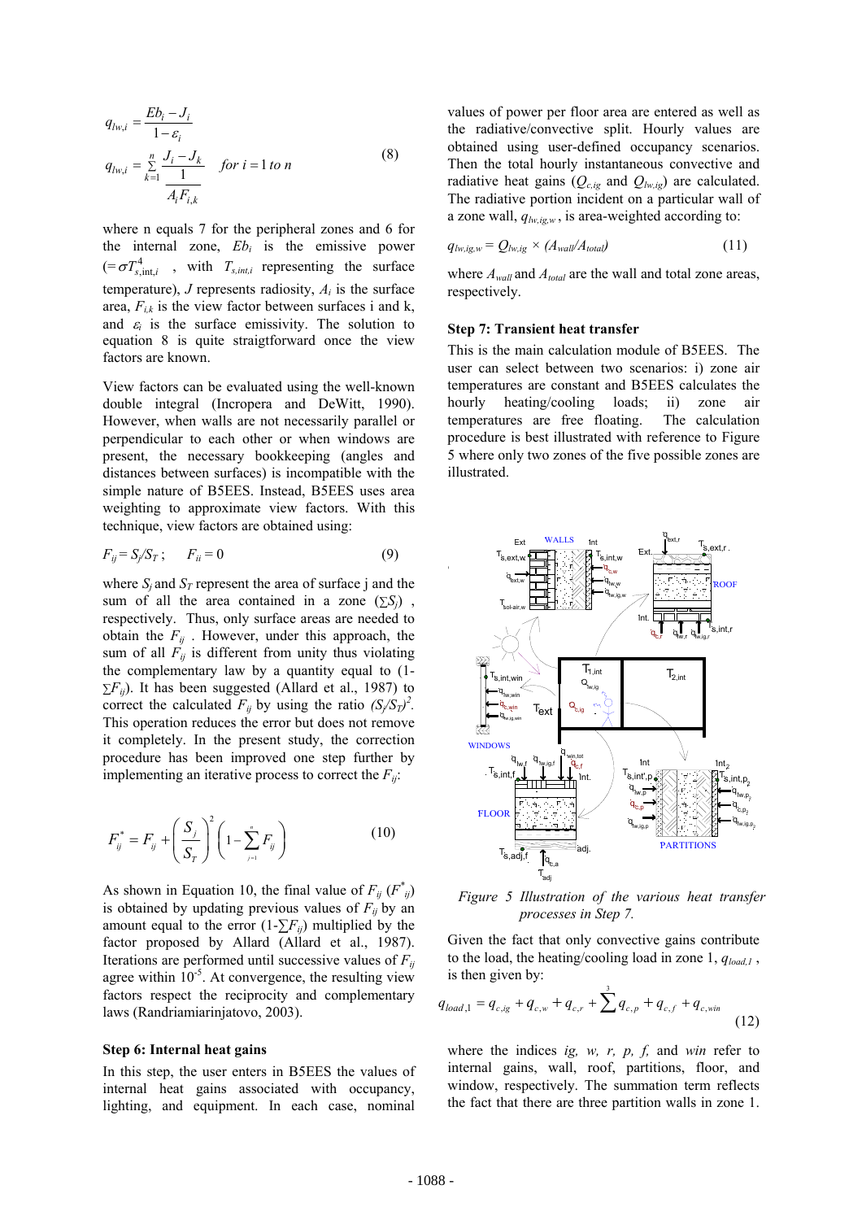$$q_{lw,i} = \frac{Eb_i - J_i}{1-\varepsilon_i}$$

$$q_{lw,i} = \sum_{k=1}^{n} \frac{J_i - J_k}{\frac{1}{A_i F_{i,k}}} \quad for\ i = 1\ to\ n \tag{8}$$

where n equals 7 for the peripheral zones and 6 for the internal zone, $Eb_i$ is the emissive power ($=\sigma T_{s,int,i}^4$, with $T_{s,int,i}$ representing the surface temperature), $J$ represents radiosity, $A_i$ is the surface area, $F_{i,k}$ is the view factor between surfaces i and k, and $\varepsilon_i$ is the surface emissivity. The solution to equation 8 is quite straigtforward once the view factors are known.

View factors can be evaluated using the well-known double integral (Incropera and DeWitt, 1990). However, when walls are not necessarily parallel or perpendicular to each other or when windows are present, the necessary bookkeeping (angles and distances between surfaces) is incompatible with the simple nature of B5EES. Instead, B5EES uses area weighting to approximate view factors. With this technique, view factors are obtained using:

$$F_{ij} = S_j/S_T\ ; \quad F_{ii} = 0 \tag{9}$$

where $S_j$ and $S_T$ represent the area of surface j and the sum of all the area contained in a zone $(\sum S_j)$, respectively. Thus, only surface areas are needed to obtain the $F_{ij}$. However, under this approach, the sum of all $F_{ij}$ is different from unity thus violating the complementary law by a quantity equal to $(1-\sum F_{ij})$. It has been suggested (Allard et al., 1987) to correct the calculated $F_{ij}$ by using the ratio $(S_j/S_T)^2$. This operation reduces the error but does not remove it completely. In the present study, the correction procedure has been improved one step further by implementing an iterative process to correct the $F_{ij}$:

$$F_{ij}^* = F_{ij} + \left(\frac{S_j}{S_T}\right)^2 \left(1 - \sum_{j=1}^{n} F_{ij}\right) \tag{10}$$

As shown in Equation 10, the final value of $F_{ij}$ ($F^*_{ij}$) is obtained by updating previous values of $F_{ij}$ by an amount equal to the error $(1-\sum F_{ij})$ multiplied by the factor proposed by Allard (Allard et al., 1987). Iterations are performed until successive values of $F_{ij}$ agree within $10^{-5}$. At convergence, the resulting view factors respect the reciprocity and complementary laws (Randriamiarinjatovo, 2003).

**Step 6: Internal heat gains**

In this step, the user enters in B5EES the values of internal heat gains associated with occupancy, lighting, and equipment. In each case, nominal values of power per floor area are entered as well as the radiative/convective split. Hourly values are obtained using user-defined occupancy scenarios. Then the total hourly instantaneous convective and radiative heat gains ($Q_{c,ig}$ and $Q_{lw,ig}$) are calculated. The radiative portion incident on a particular wall of a zone wall, $q_{lw,ig,w}$, is area-weighted according to:

$$q_{lw,ig,w} = Q_{lw,ig} \times (A_{wall}/A_{total}) \tag{11}$$

where $A_{wall}$ and $A_{total}$ are the wall and total zone areas, respectively.

**Step 7: Transient heat transfer**

This is the main calculation module of B5EES. The user can select between two scenarios: i) zone air temperatures are constant and B5EES calculates the hourly heating/cooling loads; ii) zone air temperatures are free floating. The calculation procedure is best illustrated with reference to Figure 5 where only two zones of the five possible zones are illustrated.

*Figure 5 Illustration of the various heat transfer processes in Step 7.*

Given the fact that only convective gains contribute to the load, the heating/cooling load in zone 1, $q_{load,1}$, is then given by:

$$q_{load,1} = q_{c,ig} + q_{c,w} + q_{c,r} + \sum^{3} q_{c,p} + q_{c,f} + q_{c,win} \tag{12}$$

where the indices *ig, w, r, p, f,* and *win* refer to internal gains, wall, roof, partitions, floor, and window, respectively. The summation term reflects the fact that there are three partition walls in zone 1.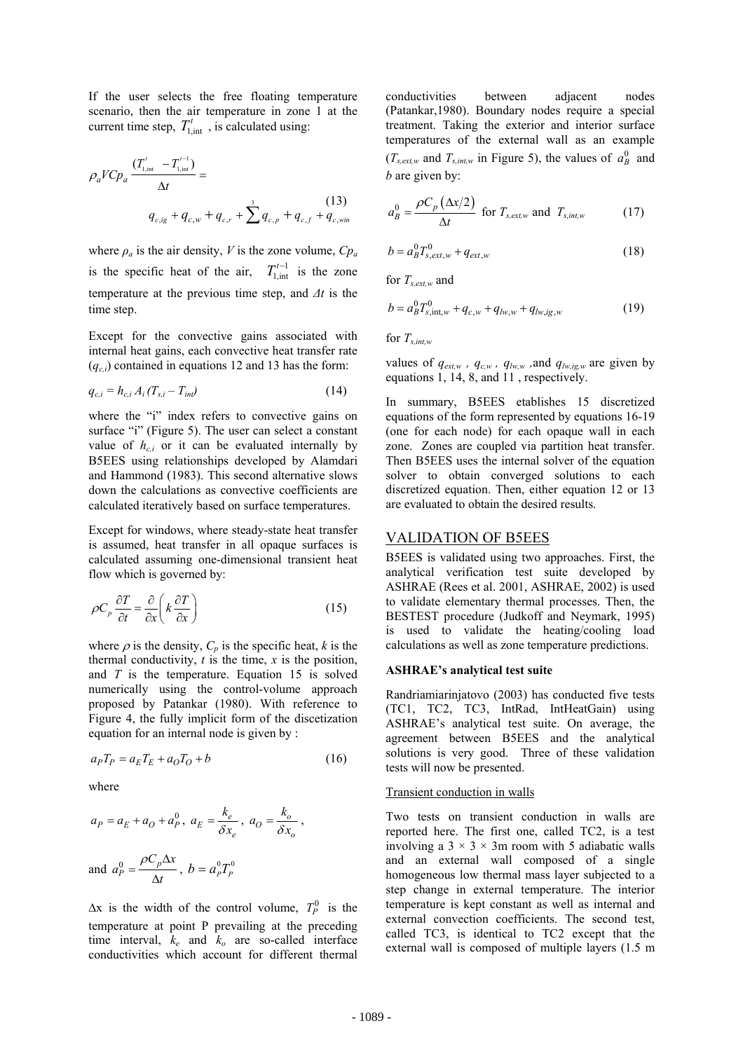If the user selects the free floating temperature scenario, then the air temperature in zone 1 at the current time step, $T_{1,\text{int}}^{t}$ , is calculated using:

$$\rho_a V C p_a \frac{(T_{1,\text{int}}^{t} - T_{1,\text{int}}^{t-1})}{\Delta t} = q_{c,ig} + q_{c,w} + q_{c,r} + \sum^{3} q_{c,p} + q_{c,f} + q_{c,win} \tag{13}$$

where $\rho_a$ is the air density, $V$ is the zone volume, $Cp_a$ is the specific heat of the air, $T_{1,\text{int}}^{t-1}$ is the zone temperature at the previous time step, and $\Delta t$ is the time step.

Except for the convective gains associated with internal heat gains, each convective heat transfer rate ($q_{c,i}$) contained in equations 12 and 13 has the form:

$$q_{c,i} = h_{c,i} A_i (T_{s,i} - T_{int}) \tag{14}$$

where the "i" index refers to convective gains on surface "i" (Figure 5). The user can select a constant value of $h_{c,i}$ or it can be evaluated internally by B5EES using relationships developed by Alamdari and Hammond (1983). This second alternative slows down the calculations as convective coefficients are calculated iteratively based on surface temperatures.

Except for windows, where steady-state heat transfer is assumed, heat transfer in all opaque surfaces is calculated assuming one-dimensional transient heat flow which is governed by:

$$\rho C_p \frac{\partial T}{\partial t} = \frac{\partial}{\partial x}\left( k \frac{\partial T}{\partial x} \right) \tag{15}$$

where $\rho$ is the density, $C_p$ is the specific heat, $k$ is the thermal conductivity, $t$ is the time, $x$ is the position, and $T$ is the temperature. Equation 15 is solved numerically using the control-volume approach proposed by Patankar (1980). With reference to Figure 4, the fully implicit form of the discetization equation for an internal node is given by :

$$a_P T_P = a_E T_E + a_O T_O + b \tag{16}$$

where

$$a_P = a_E + a_O + a_P^0 ,\; a_E = \frac{k_e}{\delta x_e} ,\; a_O = \frac{k_o}{\delta x_o} ,$$

and $a_P^0 = \dfrac{\rho C_p \Delta x}{\Delta t}$ , $b = a_P^0 T_P^0$

$\Delta x$ is the width of the control volume, $T_P^0$ is the temperature at point P prevailing at the preceding time interval, $k_e$ and $k_o$ are so-called interface conductivities which account for different thermal conductivities between adjacent nodes (Patankar,1980). Boundary nodes require a special treatment. Taking the exterior and interior surface temperatures of the external wall as an example ($T_{s,ext,w}$ and $T_{s,int,w}$ in Figure 5), the values of $a_B^0$ and $b$ are given by:

$$a_B^0 = \frac{\rho C_p (\Delta x/2)}{\Delta t} \text{ for } T_{s,ext,w} \text{ and } T_{s,int,w} \tag{17}$$

$$b = a_B^0 T_{s,ext,w}^0 + q_{ext,w} \tag{18}$$

for $T_{s,ext,w}$ and

$$b = a_B^0 T_{s,\text{int},w}^0 + q_{c,w} + q_{lw,w} + q_{lw,ig,w} \tag{19}$$

for $T_{s,int,w}$

values of $q_{ext,w}$ , $q_{c,w}$ , $q_{lw,w}$ ,and $q_{lw,ig,w}$ are given by equations 1, 14, 8, and 11 , respectively.

In summary, B5EES establishes 15 discretized equations of the form represented by equations 16-19 (one for each node) for each opaque wall in each zone. Zones are coupled via partition heat transfer. Then B5EES uses the internal solver of the equation solver to obtain converged solutions to each discretized equation. Then, either equation 12 or 13 are evaluated to obtain the desired results.

## VALIDATION OF B5EES

B5EES is validated using two approaches. First, the analytical verification test suite developed by ASHRAE (Rees et al. 2001, ASHRAE, 2002) is used to validate elementary thermal processes. Then, the BESTEST procedure (Judkoff and Neymark, 1995) is used to validate the heating/cooling load calculations as well as zone temperature predictions.

### ASHRAE's analytical test suite

Randriamiarinjatovo (2003) has conducted five tests (TC1, TC2, TC3, IntRad, IntHeatGain) using ASHRAE's analytical test suite. On average, the agreement between B5EES and the analytical solutions is very good. Three of these validation tests will now be presented.

#### Transient conduction in walls

Two tests on transient conduction in walls are reported here. The first one, called TC2, is a test involving a 3 × 3 × 3m room with 5 adiabatic walls and an external wall composed of a single homogeneous low thermal mass layer subjected to a step change in external temperature. The interior temperature is kept constant as well as internal and external convection coefficients. The second test, called TC3, is identical to TC2 except that the external wall is composed of multiple layers (1.5 m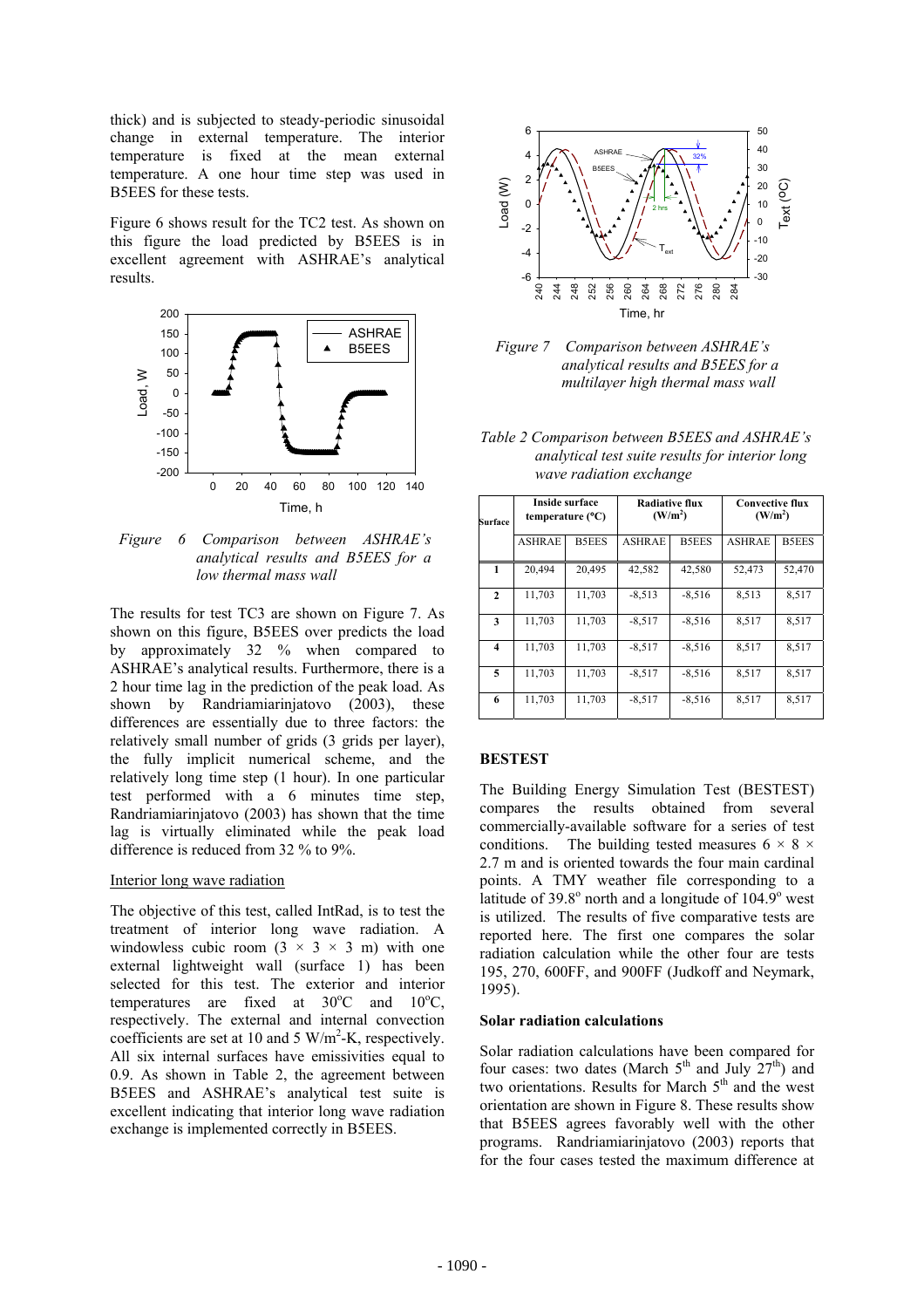thick) and is subjected to steady-periodic sinusoidal change in external temperature. The interior temperature is fixed at the mean external temperature. A one hour time step was used in B5EES for these tests.

Figure 6 shows result for the TC2 test. As shown on this figure the load predicted by B5EES is in excellent agreement with ASHRAE's analytical results.

*Figure 6 Comparison between ASHRAE's analytical results and B5EES for a low thermal mass wall*

The results for test TC3 are shown on Figure 7. As shown on this figure, B5EES over predicts the load by approximately 32 % when compared to ASHRAE's analytical results. Furthermore, there is a 2 hour time lag in the prediction of the peak load. As shown by Randriamiarinjatovo (2003), these differences are essentially due to three factors: the relatively small number of grids (3 grids per layer), the fully implicit numerical scheme, and the relatively long time step (1 hour). In one particular test performed with a 6 minutes time step, Randriamiarinjatovo (2003) has shown that the time lag is virtually eliminated while the peak load difference is reduced from 32 % to 9%.

Interior long wave radiation

The objective of this test, called IntRad, is to test the treatment of interior long wave radiation. A windowless cubic room (3 × 3 × 3 m) with one external lightweight wall (surface 1) has been selected for this test. The exterior and interior temperatures are fixed at 30°C and 10°C, respectively. The external and internal convection coefficients are set at 10 and 5 W/m$^2$-K, respectively. All six internal surfaces have emissivities equal to 0.9. As shown in Table 2, the agreement between B5EES and ASHRAE's analytical test suite is excellent indicating that interior long wave radiation exchange is implemented correctly in B5EES.

*Figure 7 Comparison between ASHRAE's analytical results and B5EES for a multilayer high thermal mass wall*

*Table 2 Comparison between B5EES and ASHRAE's analytical test suite results for interior long wave radiation exchange*

| Surface | Inside surface temperature (°C) | | Radiative flux (W/m$^2$) | | Convective flux (W/m$^2$) | |
|---|---|---|---|---|---|---|
| | ASHRAE | B5EES | ASHRAE | B5EES | ASHRAE | B5EES |
| 1 | 20,494 | 20,495 | 42,582 | 42,580 | 52,473 | 52,470 |
| 2 | 11,703 | 11,703 | -8,513 | -8,516 | 8,513 | 8,517 |
| 3 | 11,703 | 11,703 | -8,517 | -8,516 | 8,517 | 8,517 |
| 4 | 11,703 | 11,703 | -8,517 | -8,516 | 8,517 | 8,517 |
| 5 | 11,703 | 11,703 | -8,517 | -8,516 | 8,517 | 8,517 |
| 6 | 11,703 | 11,703 | -8,517 | -8,516 | 8,517 | 8,517 |

## BESTEST

The Building Energy Simulation Test (BESTEST) compares the results obtained from several commercially-available software for a series of test conditions. The building tested measures 6 × 8 × 2.7 m and is oriented towards the four main cardinal points. A TMY weather file corresponding to a latitude of 39.8° north and a longitude of 104.9° west is utilized. The results of five comparative tests are reported here. The first one compares the solar radiation calculation while the other four are tests 195, 270, 600FF, and 900FF (Judkoff and Neymark, 1995).

### Solar radiation calculations

Solar radiation calculations have been compared for four cases: two dates (March 5$^{th}$ and July 27$^{th}$) and two orientations. Results for March 5$^{th}$ and the west orientation are shown in Figure 8. These results show that B5EES agrees favorably well with the other programs. Randriamiarinjatovo (2003) reports that for the four cases tested the maximum difference at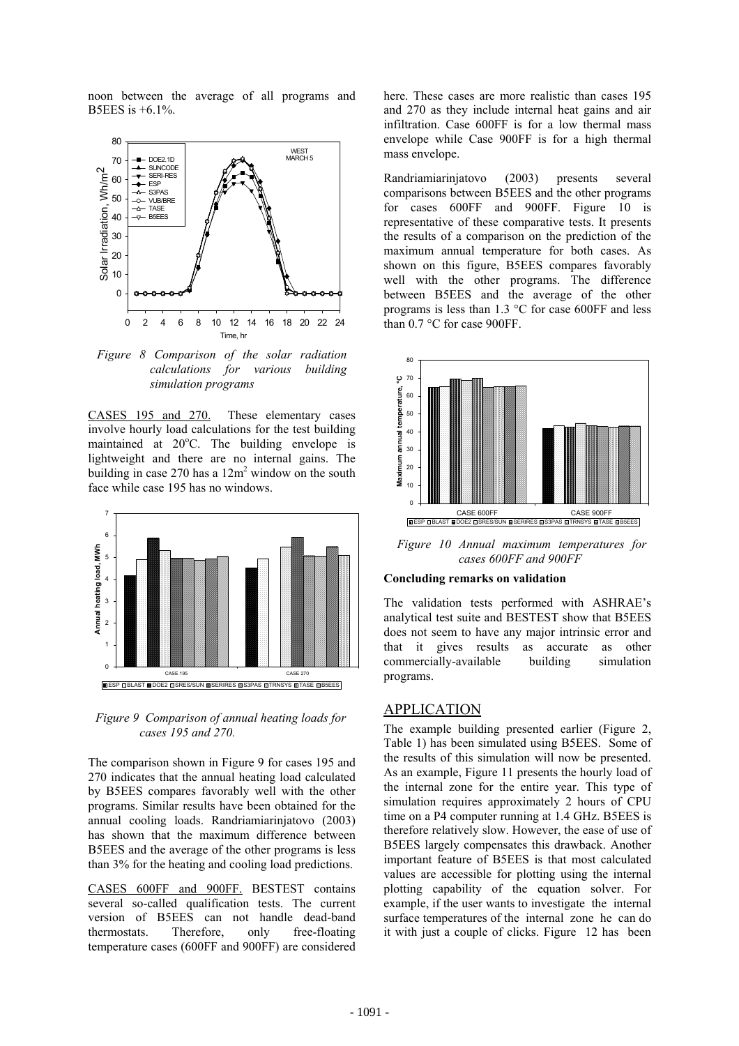noon between the average of all programs and B5EES is +6.1%.

*Figure 8 Comparison of the solar radiation calculations for various building simulation programs*

CASES 195 and 270. These elementary cases involve hourly load calculations for the test building maintained at 20°C. The building envelope is lightweight and there are no internal gains. The building in case 270 has a 12m$^2$ window on the south face while case 195 has no windows.

*Figure 9 Comparison of annual heating loads for cases 195 and 270.*

The comparison shown in Figure 9 for cases 195 and 270 indicates that the annual heating load calculated by B5EES compares favorably well with the other programs. Similar results have been obtained for the annual cooling loads. Randriamiarinjatovo (2003) has shown that the maximum difference between B5EES and the average of the other programs is less than 3% for the heating and cooling load predictions.

CASES 600FF and 900FF. BESTEST contains several so-called qualification tests. The current version of B5EES can not handle dead-band thermostats. Therefore, only free-floating temperature cases (600FF and 900FF) are considered here. These cases are more realistic than cases 195 and 270 as they include internal heat gains and air infiltration. Case 600FF is for a low thermal mass envelope while Case 900FF is for a high thermal mass envelope.

Randriamiarinjatovo (2003) presents several comparisons between B5EES and the other programs for cases 600FF and 900FF. Figure 10 is representative of these comparative tests. It presents the results of a comparison on the prediction of the maximum annual temperature for both cases. As shown on this figure, B5EES compares favorably well with the other programs. The difference between B5EES and the average of the other programs is less than 1.3 °C for case 600FF and less than 0.7 °C for case 900FF.

*Figure 10 Annual maximum temperatures for cases 600FF and 900FF*

**Concluding remarks on validation**

The validation tests performed with ASHRAE's analytical test suite and BESTEST show that B5EES does not seem to have any major intrinsic error and that it gives results as accurate as other commercially-available building simulation programs.

## APPLICATION

The example building presented earlier (Figure 2, Table 1) has been simulated using B5EES. Some of the results of this simulation will now be presented. As an example, Figure 11 presents the hourly load of the internal zone for the entire year. This type of simulation requires approximately 2 hours of CPU time on a P4 computer running at 1.4 GHz. B5EES is therefore relatively slow. However, the ease of use of B5EES largely compensates this drawback. Another important feature of B5EES is that most calculated values are accessible for plotting using the internal plotting capability of the equation solver. For example, if the user wants to investigate the internal surface temperatures of the internal zone he can do it with just a couple of clicks. Figure 12 has been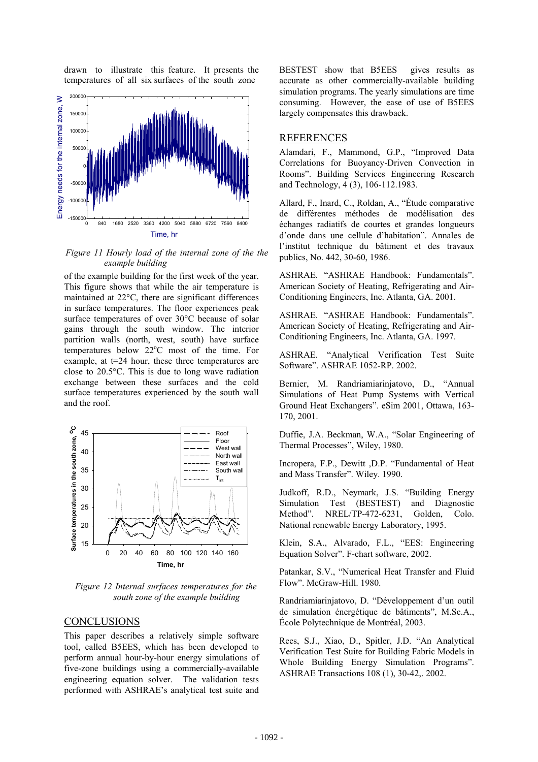drawn to illustrate this feature. It presents the temperatures of all six surfaces of the south zone

Energy needs for the internal zone, W
200000
150000
100000
50000
0
-50000
-100000
-150000
0 840 1680 2520 3360 4200 5040 5880 6720 7560 8400
Time, hr

*Figure 11 Hourly load of the internal zone of the the example building*

of the example building for the first week of the year. This figure shows that while the air temperature is maintained at 22°C, there are significant differences in surface temperatures. The floor experiences peak surface temperatures of over 30°C because of solar gains through the south window. The interior partition walls (north, west, south) have surface temperatures below 22°C most of the time. For example, at t=24 hour, these three temperatures are close to 20.5°C. This is due to long wave radiation exchange between these surfaces and the cold surface temperatures experienced by the south wall and the roof.

Surface temperatures in the south zone, °C
45
40
35
30
25
20
15
0 20 40 60 80 100 120 140 160
Time, hr
Roof
Floor
West wall
North wall
East wall
South wall
$T_{int}$

*Figure 12 Internal surfaces temperatures for the south zone of the example building*

## CONCLUSIONS

This paper describes a relatively simple software tool, called B5EES, which has been developed to perform annual hour-by-hour energy simulations of five-zone buildings using a commercially-available engineering equation solver. The validation tests performed with ASHRAE's analytical test suite and BESTEST show that B5EES gives results as accurate as other commercially-available building simulation programs. The yearly simulations are time consuming. However, the ease of use of B5EES largely compensates this drawback.

## REFERENCES

Alamdari, F., Mammond, G.P., "Improved Data Correlations for Buoyancy-Driven Convection in Rooms". Building Services Engineering Research and Technology, 4 (3), 106-112.1983.

Allard, F., Inard, C., Roldan, A., "Étude comparative de différentes méthodes de modélisation des échanges radiatifs de courtes et grandes longueurs d'onde dans une cellule d'habitation". Annales de l'institut technique du bâtiment et des travaux publics, No. 442, 30-60, 1986.

ASHRAE. "ASHRAE Handbook: Fundamentals". American Society of Heating, Refrigerating and Air-Conditioning Engineers, Inc. Atlanta, GA. 2001.

ASHRAE. "ASHRAE Handbook: Fundamentals". American Society of Heating, Refrigerating and Air-Conditioning Engineers, Inc. Atlanta, GA. 1997.

ASHRAE. "Analytical Verification Test Suite Software". ASHRAE 1052-RP. 2002.

Bernier, M. Randriamiarinjatovo, D., "Annual Simulations of Heat Pump Systems with Vertical Ground Heat Exchangers". eSim 2001, Ottawa, 163-170, 2001.

Duffie, J.A. Beckman, W.A., "Solar Engineering of Thermal Processes", Wiley, 1980.

Incropera, F.P., Dewitt ,D.P. "Fundamental of Heat and Mass Transfer". Wiley. 1990.

Judkoff, R.D., Neymark, J.S. "Building Energy Simulation Test (BESTEST) and Diagnostic Method". NREL/TP-472-6231, Golden, Colo. National renewable Energy Laboratory, 1995.

Klein, S.A., Alvarado, F.L., "EES: Engineering Equation Solver". F-chart software, 2002.

Patankar, S.V., "Numerical Heat Transfer and Fluid Flow". McGraw-Hill. 1980.

Randriamiarinjatovo, D. "Développement d'un outil de simulation énergétique de bâtiments", M.Sc.A., École Polytechnique de Montréal, 2003.

Rees, S.J., Xiao, D., Spitler, J.D. "An Analytical Verification Test Suite for Building Fabric Models in Whole Building Energy Simulation Programs". ASHRAE Transactions 108 (1), 30-42,. 2002.